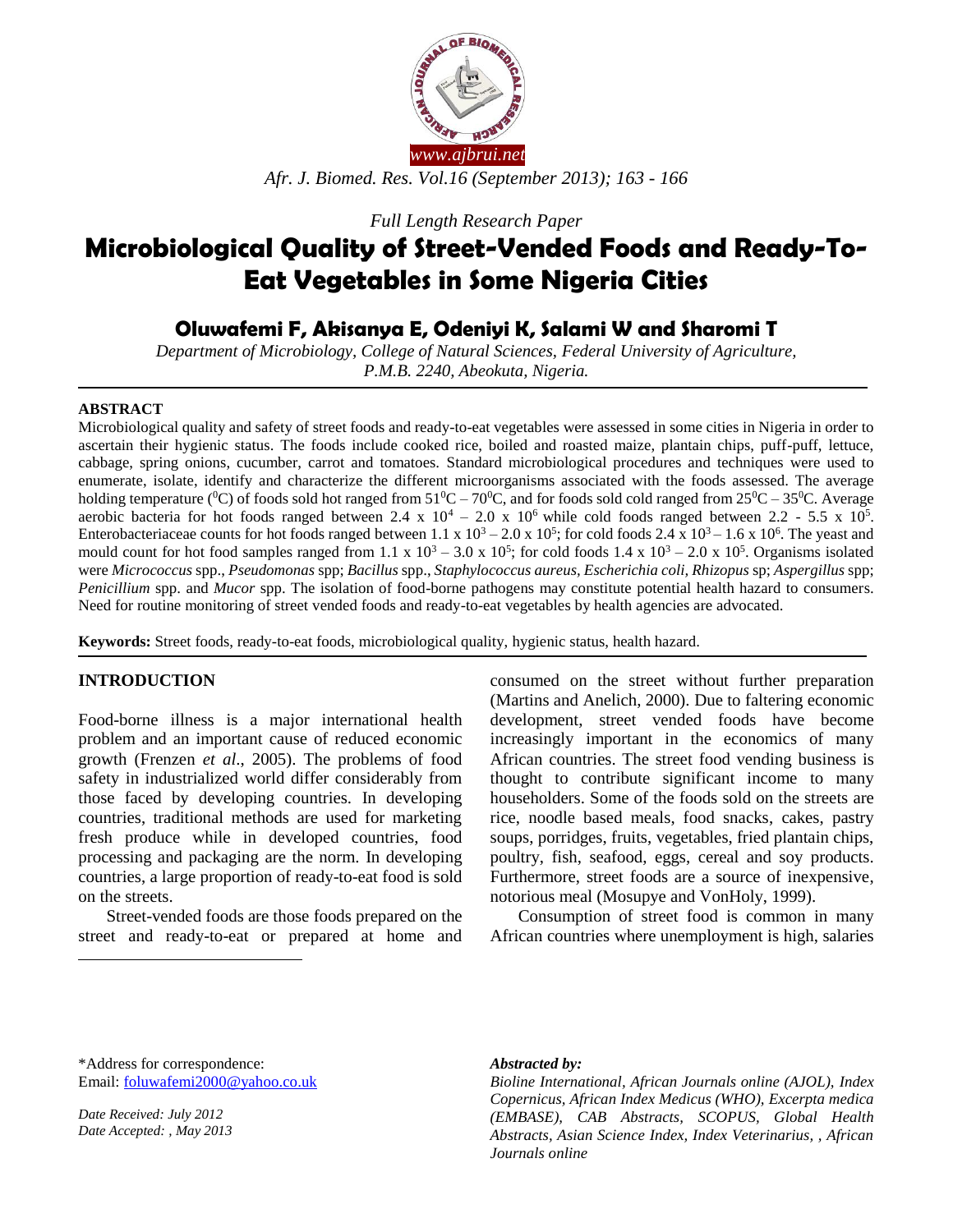*Full Length Research Paper*

# Microbiological Quality of Street-Vended Foods and Ready-To-Eat Vegetables in Some Nigeria Cities

## Oluwafemi F, Akisanya E, Odeniyi K, Salami W and Sharomi T

*Department of Microbiology, College of Natural Sciences, Federal University of Agriculture, P.M.B. 2240, Abeokuta, Nigeria.*

### ABSTRACT

Microbiological quality and safety of street foods and ready-to-eat vegetables were assessed in some cities in Nigeria in order to ascertain their hygienic status. The foods include cooked rice, boiled and roasted maize, plantain chips, puff-puff, lettuce, cabbage, spring onions, cucumber, carrot and tomatoes. Standard microbiological procedures and techniques were used to enumerate, isolate, identify and characterize the different microorganisms associated with the foods assessed. The average holding temperature ($^0$C) of foods sold hot ranged from $51^0$C – $70^0$C, and for foods sold cold ranged from $25^0$C – $35^0$C. Average aerobic bacteria for hot foods ranged between $2.4 \times 10^4$ – $2.0 \times 10^6$ while cold foods ranged between 2.2 - $5.5 \times 10^5$. Enterobacteriaceae counts for hot foods ranged between $1.1 \times 10^3$ – $2.0 \times 10^5$; for cold foods $2.4 \times 10^3$ – $1.6 \times 10^6$. The yeast and mould count for hot food samples ranged from $1.1 \times 10^3$ – $3.0 \times 10^5$; for cold foods $1.4 \times 10^3$ – $2.0 \times 10^5$. Organisms isolated were *Micrococcus* spp., *Pseudomonas* spp; *Bacillus* spp., *Staphylococcus aureus, Escherichia coli, Rhizopus* sp; *Aspergillus* spp; *Penicillium* spp. and *Mucor* spp. The isolation of food-borne pathogens may constitute potential health hazard to consumers. Need for routine monitoring of street vended foods and ready-to-eat vegetables by health agencies are advocated.

**Keywords:** Street foods, ready-to-eat foods, microbiological quality, hygienic status, health hazard.

### INTRODUCTION

Food-borne illness is a major international health problem and an important cause of reduced economic growth (Frenzen *et al*., 2005). The problems of food safety in industrialized world differ considerably from those faced by developing countries. In developing countries, traditional methods are used for marketing fresh produce while in developed countries, food processing and packaging are the norm. In developing countries, a large proportion of ready-to-eat food is sold on the streets.

Street-vended foods are those foods prepared on the street and ready-to-eat or prepared at home and consumed on the street without further preparation (Martins and Anelich, 2000). Due to faltering economic development, street vended foods have become increasingly important in the economics of many African countries. The street food vending business is thought to contribute significant income to many householders. Some of the foods sold on the streets are rice, noodle based meals, food snacks, cakes, pastry soups, porridges, fruits, vegetables, fried plantain chips, poultry, fish, seafood, eggs, cereal and soy products. Furthermore, street foods are a source of inexpensive, notorious meal (Mosupye and VonHoly, 1999).

Consumption of street food is common in many African countries where unemployment is high, salaries

\*Address for correspondence:
Email: foluwafemi2000@yahoo.co.uk

*Date Received: July 2012*
*Date Accepted: , May 2013*

***Abstracted by:***
*Bioline International, African Journals online (AJOL), Index Copernicus, African Index Medicus (WHO), Excerpta medica (EMBASE), CAB Abstracts, SCOPUS, Global Health Abstracts, Asian Science Index, Index Veterinarius, , African Journals online*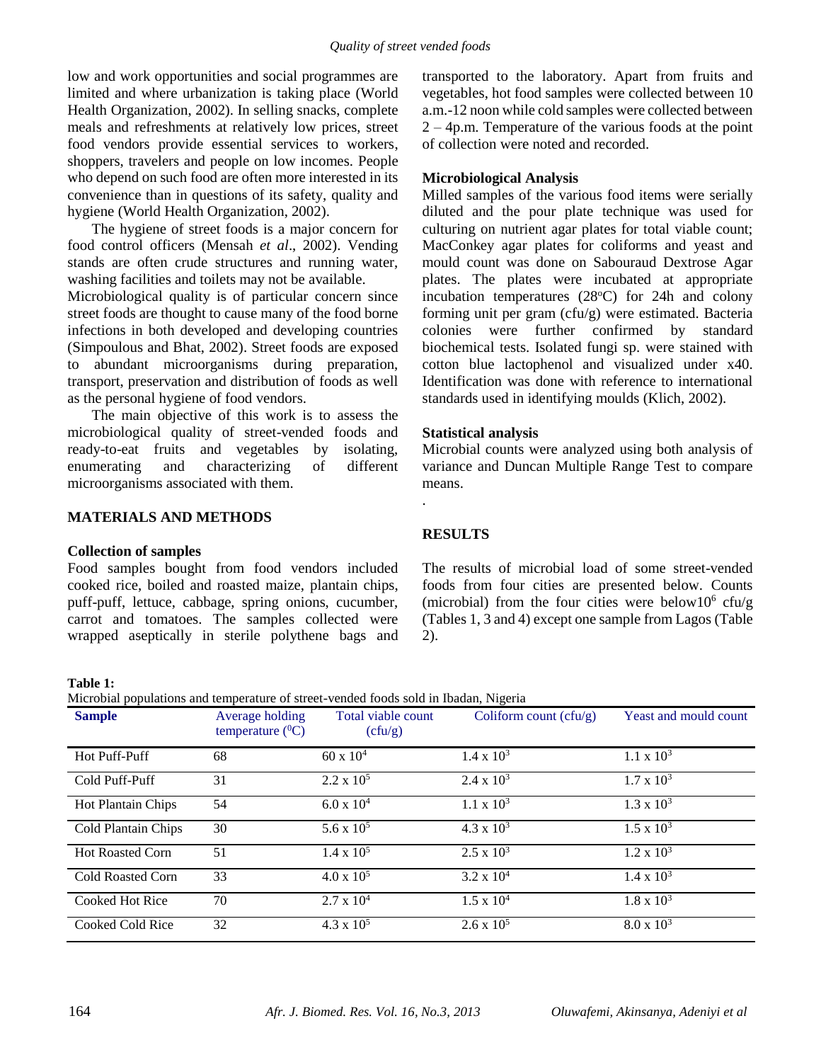low and work opportunities and social programmes are limited and where urbanization is taking place (World Health Organization, 2002). In selling snacks, complete meals and refreshments at relatively low prices, street food vendors provide essential services to workers, shoppers, travelers and people on low incomes. People who depend on such food are often more interested in its convenience than in questions of its safety, quality and hygiene (World Health Organization, 2002).

The hygiene of street foods is a major concern for food control officers (Mensah *et al*., 2002). Vending stands are often crude structures and running water, washing facilities and toilets may not be available.

Microbiological quality is of particular concern since street foods are thought to cause many of the food borne infections in both developed and developing countries (Simpoulous and Bhat, 2002). Street foods are exposed to abundant microorganisms during preparation, transport, preservation and distribution of foods as well as the personal hygiene of food vendors.

The main objective of this work is to assess the microbiological quality of street-vended foods and ready-to-eat fruits and vegetables by isolating, enumerating and characterizing of different microorganisms associated with them.

## MATERIALS AND METHODS

### Collection of samples

Food samples bought from food vendors included cooked rice, boiled and roasted maize, plantain chips, puff-puff, lettuce, cabbage, spring onions, cucumber, carrot and tomatoes. The samples collected were wrapped aseptically in sterile polythene bags and transported to the laboratory. Apart from fruits and vegetables, hot food samples were collected between 10 a.m.-12 noon while cold samples were collected between 2 – 4p.m. Temperature of the various foods at the point of collection were noted and recorded.

### Microbiological Analysis

Milled samples of the various food items were serially diluted and the pour plate technique was used for culturing on nutrient agar plates for total viable count; MacConkey agar plates for coliforms and yeast and mould count was done on Sabouraud Dextrose Agar plates. The plates were incubated at appropriate incubation temperatures (28°C) for 24h and colony forming unit per gram (cfu/g) were estimated. Bacteria colonies were further confirmed by standard biochemical tests. Isolated fungi sp. were stained with cotton blue lactophenol and visualized under x40. Identification was done with reference to international standards used in identifying moulds (Klich, 2002).

### Statistical analysis

Microbial counts were analyzed using both analysis of variance and Duncan Multiple Range Test to compare means.

.

## RESULTS

The results of microbial load of some street-vended foods from four cities are presented below. Counts (microbial) from the four cities were below$10^6$ cfu/g (Tables 1, 3 and 4) except one sample from Lagos (Table 2).

**Table 1:**
Microbial populations and temperature of street-vended foods sold in Ibadan, Nigeria

| Sample | Average holding temperature (°C) | Total viable count (cfu/g) | Coliform count (cfu/g) | Yeast and mould count |
|---|---|---|---|---|
| Hot Puff-Puff | 68 | $60 \times 10^4$ | $1.4 \times 10^3$ | $1.1 \times 10^3$ |
| Cold Puff-Puff | 31 | $2.2 \times 10^5$ | $2.4 \times 10^3$ | $1.7 \times 10^3$ |
| Hot Plantain Chips | 54 | $6.0 \times 10^4$ | $1.1 \times 10^3$ | $1.3 \times 10^3$ |
| Cold Plantain Chips | 30 | $5.6 \times 10^5$ | $4.3 \times 10^3$ | $1.5 \times 10^3$ |
| Hot Roasted Corn | 51 | $1.4 \times 10^5$ | $2.5 \times 10^3$ | $1.2 \times 10^3$ |
| Cold Roasted Corn | 33 | $4.0 \times 10^5$ | $3.2 \times 10^4$ | $1.4 \times 10^3$ |
| Cooked Hot Rice | 70 | $2.7 \times 10^4$ | $1.5 \times 10^4$ | $1.8 \times 10^3$ |
| Cooked Cold Rice | 32 | $4.3 \times 10^5$ | $2.6 \times 10^5$ | $8.0 \times 10^3$ |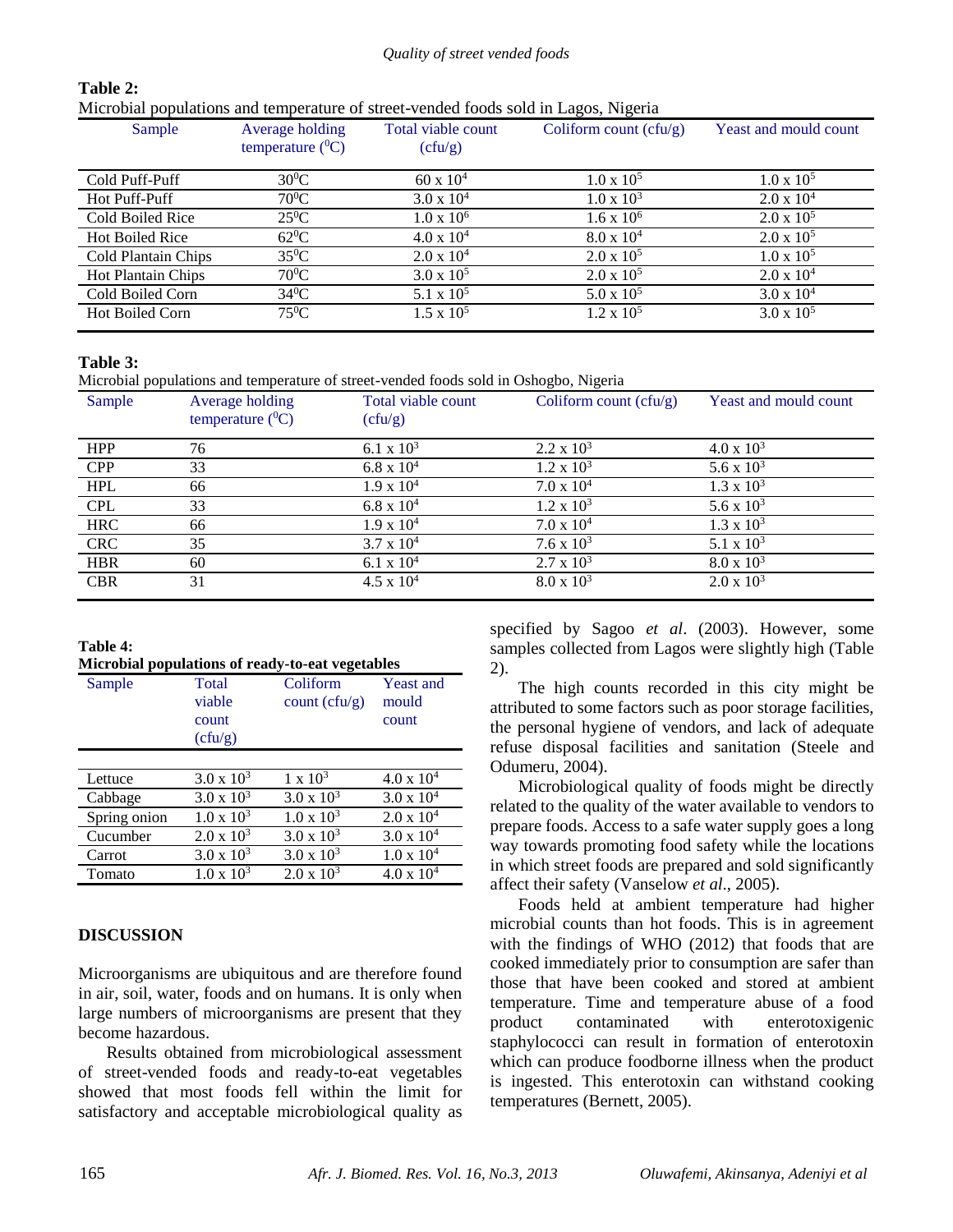**Table 2:**
Microbial populations and temperature of street-vended foods sold in Lagos, Nigeria

| Sample | Average holding temperature ($^0$C) | Total viable count (cfu/g) | Coliform count (cfu/g) | Yeast and mould count |
|---|---|---|---|---|
| Cold Puff-Puff | $30^0$C | $60 \times 10^4$ | $1.0 \times 10^5$ | $1.0 \times 10^5$ |
| Hot Puff-Puff | $70^0$C | $3.0 \times 10^4$ | $1.0 \times 10^3$ | $2.0 \times 10^4$ |
| Cold Boiled Rice | $25^0$C | $1.0 \times 10^6$ | $1.6 \times 10^6$ | $2.0 \times 10^5$ |
| Hot Boiled Rice | $62^0$C | $4.0 \times 10^4$ | $8.0 \times 10^4$ | $2.0 \times 10^5$ |
| Cold Plantain Chips | $35^0$C | $2.0 \times 10^4$ | $2.0 \times 10^5$ | $1.0 \times 10^5$ |
| Hot Plantain Chips | $70^0$C | $3.0 \times 10^5$ | $2.0 \times 10^5$ | $2.0 \times 10^4$ |
| Cold Boiled Corn | $34^0$C | $5.1 \times 10^5$ | $5.0 \times 10^5$ | $3.0 \times 10^4$ |
| Hot Boiled Corn | $75^0$C | $1.5 \times 10^5$ | $1.2 \times 10^5$ | $3.0 \times 10^5$ |

**Table 3:**
Microbial populations and temperature of street-vended foods sold in Oshogbo, Nigeria

| Sample | Average holding temperature ($^0$C) | Total viable count (cfu/g) | Coliform count (cfu/g) | Yeast and mould count |
|---|---|---|---|---|
| HPP | 76 | $6.1 \times 10^3$ | $2.2 \times 10^3$ | $4.0 \times 10^3$ |
| CPP | 33 | $6.8 \times 10^4$ | $1.2 \times 10^3$ | $5.6 \times 10^3$ |
| HPL | 66 | $1.9 \times 10^4$ | $7.0 \times 10^4$ | $1.3 \times 10^3$ |
| CPL | 33 | $6.8 \times 10^4$ | $1.2 \times 10^3$ | $5.6 \times 10^3$ |
| HRC | 66 | $1.9 \times 10^4$ | $7.0 \times 10^4$ | $1.3 \times 10^3$ |
| CRC | 35 | $3.7 \times 10^4$ | $7.6 \times 10^3$ | $5.1 \times 10^3$ |
| HBR | 60 | $6.1 \times 10^4$ | $2.7 \times 10^3$ | $8.0 \times 10^3$ |
| CBR | 31 | $4.5 \times 10^4$ | $8.0 \times 10^3$ | $2.0 \times 10^3$ |

**Table 4:**
**Microbial populations of ready-to-eat vegetables**

| Sample | Total viable count (cfu/g) | Coliform count (cfu/g) | Yeast and mould count |
|---|---|---|---|
| Lettuce | $3.0 \times 10^3$ | $1 \times 10^3$ | $4.0 \times 10^4$ |
| Cabbage | $3.0 \times 10^3$ | $3.0 \times 10^3$ | $3.0 \times 10^4$ |
| Spring onion | $1.0 \times 10^3$ | $1.0 \times 10^3$ | $2.0 \times 10^4$ |
| Cucumber | $2.0 \times 10^3$ | $3.0 \times 10^3$ | $3.0 \times 10^4$ |
| Carrot | $3.0 \times 10^3$ | $3.0 \times 10^3$ | $1.0 \times 10^4$ |
| Tomato | $1.0 \times 10^3$ | $2.0 \times 10^3$ | $4.0 \times 10^4$ |

## DISCUSSION

Microorganisms are ubiquitous and are therefore found in air, soil, water, foods and on humans. It is only when large numbers of microorganisms are present that they become hazardous.

Results obtained from microbiological assessment of street-vended foods and ready-to-eat vegetables showed that most foods fell within the limit for satisfactory and acceptable microbiological quality as specified by Sagoo *et al*. (2003). However, some samples collected from Lagos were slightly high (Table 2).

The high counts recorded in this city might be attributed to some factors such as poor storage facilities, the personal hygiene of vendors, and lack of adequate refuse disposal facilities and sanitation (Steele and Odumeru, 2004).

Microbiological quality of foods might be directly related to the quality of the water available to vendors to prepare foods. Access to a safe water supply goes a long way towards promoting food safety while the locations in which street foods are prepared and sold significantly affect their safety (Vanselow *et al*., 2005).

Foods held at ambient temperature had higher microbial counts than hot foods. This is in agreement with the findings of WHO (2012) that foods that are cooked immediately prior to consumption are safer than those that have been cooked and stored at ambient temperature. Time and temperature abuse of a food product contaminated with enterotoxigenic staphylococci can result in formation of enterotoxin which can produce foodborne illness when the product is ingested. This enterotoxin can withstand cooking temperatures (Bernett, 2005).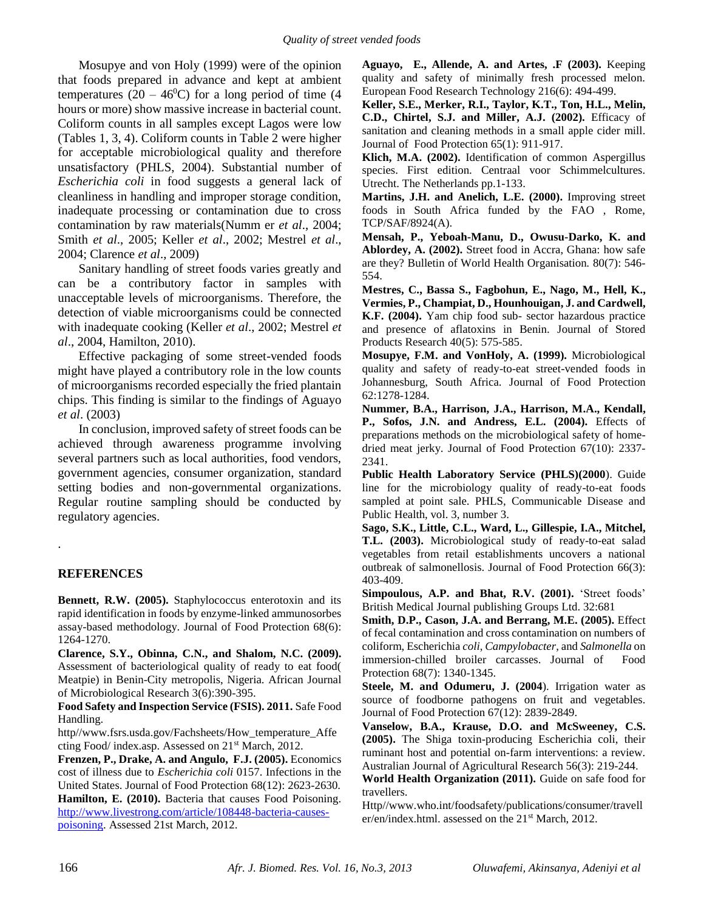Mosupye and von Holy (1999) were of the opinion that foods prepared in advance and kept at ambient temperatures ($20 - 46^0$C) for a long period of time (4 hours or more) show massive increase in bacterial count. Coliform counts in all samples except Lagos were low (Tables 1, 3, 4). Coliform counts in Table 2 were higher for acceptable microbiological quality and therefore unsatisfactory (PHLS, 2004). Substantial number of *Escherichia coli* in food suggests a general lack of cleanliness in handling and improper storage condition, inadequate processing or contamination due to cross contamination by raw materials(Numm er *et al*., 2004; Smith *et al*., 2005; Keller *et al*., 2002; Mestrel *et al*., 2004; Clarence *et al*., 2009)

Sanitary handling of street foods varies greatly and can be a contributory factor in samples with unacceptable levels of microorganisms. Therefore, the detection of viable microorganisms could be connected with inadequate cooking (Keller *et al*., 2002; Mestrel *et al*., 2004, Hamilton, 2010).

Effective packaging of some street-vended foods might have played a contributory role in the low counts of microorganisms recorded especially the fried plantain chips. This finding is similar to the findings of Aguayo *et al*. (2003)

In conclusion, improved safety of street foods can be achieved through awareness programme involving several partners such as local authorities, food vendors, government agencies, consumer organization, standard setting bodies and non-governmental organizations. Regular routine sampling should be conducted by regulatory agencies.

.

## REFERENCES

**Bennett, R.W. (2005).** Staphylococcus enterotoxin and its rapid identification in foods by enzyme-linked ammunosorbes assay-based methodology. Journal of Food Protection 68(6): 1264-1270.

**Clarence, S.Y., Obinna, C.N., and Shalom, N.C. (2009).** Assessment of bacteriological quality of ready to eat food( Meatpie) in Benin-City metropolis, Nigeria. African Journal of Microbiological Research 3(6):390-395.

**Food Safety and Inspection Service (FSIS). 2011.** Safe Food Handling.

http//www.fsrs.usda.gov/Fachsheets/How_temperature_Affecting Food/ index.asp. Assessed on 21st March, 2012.

**Frenzen, P., Drake, A. and Angulo, F.J. (2005).** Economics cost of illness due to *Escherichia coli* 0157. Infections in the United States. Journal of Food Protection 68(12): 2623-2630.

**Hamilton, E. (2010).** Bacteria that causes Food Poisoning. [http://www.livestrong.com/article/108448-bacteria-causes-poisoning](http://www.livestrong.com/article/108448-bacteria-causes-poisoning). Assessed 21st March, 2012.

**Aguayo, E., Allende, A. and Artes, .F (2003).** Keeping quality and safety of minimally fresh processed melon. European Food Research Technology 216(6): 494-499.

**Keller, S.E., Merker, R.I., Taylor, K.T., Ton, H.L., Melin, C.D., Chirtel, S.J. and Miller, A.J. (2002).** Efficacy of sanitation and cleaning methods in a small apple cider mill. Journal of Food Protection 65(1): 911-917.

**Klich, M.A. (2002).** Identification of common Aspergillus species. First edition. Centraal voor Schimmelcultures. Utrecht. The Netherlands pp.1-133.

**Martins, J.H. and Anelich, L.E. (2000).** Improving street foods in South Africa funded by the FAO , Rome, TCP/SAF/8924(A).

**Mensah, P., Yeboah-Manu, D., Owusu-Darko, K. and Ablordey, A. (2002).** Street food in Accra, Ghana: how safe are they? Bulletin of World Health Organisation. 80(7): 546-554.

**Mestres, C., Bassa S., Fagbohun, E., Nago, M., Hell, K., Vermies, P., Champiat, D., Hounhouigan, J. and Cardwell, K.F. (2004).** Yam chip food sub- sector hazardous practice and presence of aflatoxins in Benin. Journal of Stored Products Research 40(5): 575-585.

**Mosupye, F.M. and VonHoly, A. (1999).** Microbiological quality and safety of ready-to-eat street-vended foods in Johannesburg, South Africa. Journal of Food Protection 62:1278-1284.

**Nummer, B.A., Harrison, J.A., Harrison, M.A., Kendall, P., Sofos, J.N. and Andress, E.L. (2004).** Effects of preparations methods on the microbiological safety of home-dried meat jerky. Journal of Food Protection 67(10): 2337-2341.

**Public Health Laboratory Service (PHLS)(2000**). Guide line for the microbiology quality of ready-to-eat foods sampled at point sale. PHLS, Communicable Disease and Public Health, vol. 3, number 3.

**Sago, S.K., Little, C.L., Ward, L., Gillespie, I.A., Mitchel, T.L. (2003).** Microbiological study of ready-to-eat salad vegetables from retail establishments uncovers a national outbreak of salmonellosis. Journal of Food Protection 66(3): 403-409.

**Simpoulous, A.P. and Bhat, R.V. (2001).** 'Street foods' British Medical Journal publishing Groups Ltd. 32:681

**Smith, D.P., Cason, J.A. and Berrang, M.E. (2005).** Effect of fecal contamination and cross contamination on numbers of coliform, Escherichia *coli*, *Campylobacter*, and *Salmonella* on immersion-chilled broiler carcasses. Journal of Food Protection 68(7): 1340-1345.

**Steele, M. and Odumeru, J. (2004**). Irrigation water as source of foodborne pathogens on fruit and vegetables. Journal of Food Protection 67(12): 2839-2849.

**Vanselow, B.A., Krause, D.O. and McSweeney, C.S. (2005).** The Shiga toxin-producing Escherichia coli, their ruminant host and potential on-farm interventions: a review. Australian Journal of Agricultural Research 56(3): 219-244.

**World Health Organization (2011).** Guide on safe food for travellers.

Http//www.who.int/foodsafety/publications/consumer/traveller/en/index.html. assessed on the 21st March, 2012.